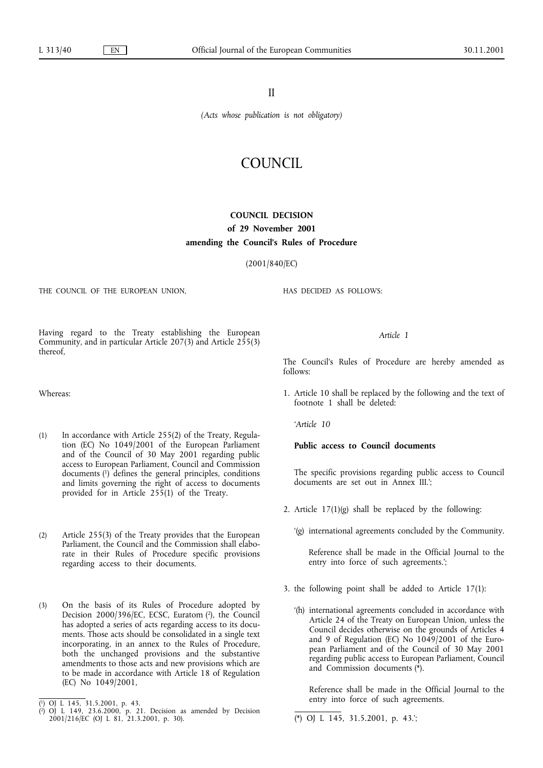II

*(Acts whose publication is not obligatory)*

# COUNCIL

## COUNCIL DECISION

**of 29 November 2001**

**amending the Council's Rules of Procedure**

(2001/840/EC)

THE COUNCIL OF THE EUROPEAN UNION,

Having regard to the Treaty establishing the European Community, and in particular Article 207(3) and Article 255(3) thereof,

Whereas:

(1) In accordance with Article 255(2) of the Treaty, Regulation (EC) No 1049/2001 of the European Parliament and of the Council of 30 May 2001 regarding public access to European Parliament, Council and Commission documents [1] defines the general principles, conditions and limits governing the right of access to documents provided for in Article 255(1) of the Treaty.

(2) Article 255(3) of the Treaty provides that the European Parliament, the Council and the Commission shall elaborate in their Rules of Procedure specific provisions regarding access to their documents.

(3) On the basis of its Rules of Procedure adopted by Decision 2000/396/EC, ECSC, Euratom [2], the Council has adopted a series of acts regarding access to its documents. Those acts should be consolidated in a single text incorporating, in an annex to the Rules of Procedure, both the unchanged provisions and the substantive amendments to those acts and new provisions which are to be made in accordance with Article 18 of Regulation (EC) No 1049/2001,

[1] OJ L 145, 31.5.2001, p. 43.

[2] OJ L 149, 23.6.2000, p. 21. Decision as amended by Decision 2001/216/EC (OJ L 81, 21.3.2001, p. 30).

HAS DECIDED AS FOLLOWS:

*Article 1*

The Council's Rules of Procedure are hereby amended as follows:

1. Article 10 shall be replaced by the following and the text of footnote 1 shall be deleted:

   '*Article 10*

   **Public access to Council documents**

   The specific provisions regarding public access to Council documents are set out in Annex III.';

2. Article 17(1)(g) shall be replaced by the following:

   '(g) international agreements concluded by the Community.

   Reference shall be made in the Official Journal to the entry into force of such agreements.';

3. the following point shall be added to Article 17(1):

   '(h) international agreements concluded in accordance with Article 24 of the Treaty on European Union, unless the Council decides otherwise on the grounds of Articles 4 and 9 of Regulation (EC) No 1049/2001 of the European Parliament and of the Council of 30 May 2001 regarding public access to European Parliament, Council and Commission documents (*).

   Reference shall be made in the Official Journal to the entry into force of such agreements.

   (*) OJ L 145, 31.5.2001, p. 43.';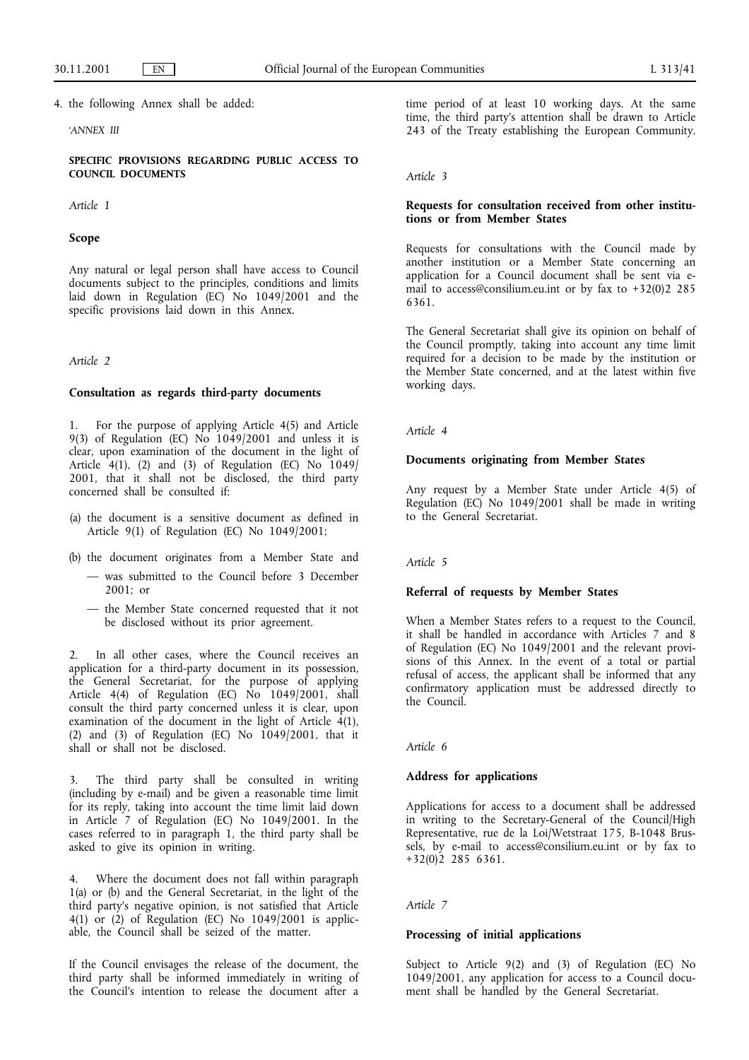4. the following Annex shall be added:

'*ANNEX III*

**SPECIFIC PROVISIONS REGARDING PUBLIC ACCESS TO COUNCIL DOCUMENTS**

*Article 1*

**Scope**

Any natural or legal person shall have access to Council documents subject to the principles, conditions and limits laid down in Regulation (EC) No 1049/2001 and the specific provisions laid down in this Annex.

*Article 2*

**Consultation as regards third-party documents**

1. For the purpose of applying Article 4(5) and Article 9(3) of Regulation (EC) No 1049/2001 and unless it is clear, upon examination of the document in the light of Article 4(1), (2) and (3) of Regulation (EC) No 1049/2001, that it shall not be disclosed, the third party concerned shall be consulted if:

(a) the document is a sensitive document as defined in Article 9(1) of Regulation (EC) No 1049/2001;

(b) the document originates from a Member State and

— was submitted to the Council before 3 December 2001; or

— the Member State concerned requested that it not be disclosed without its prior agreement.

2. In all other cases, where the Council receives an application for a third-party document in its possession, the General Secretariat, for the purpose of applying Article 4(4) of Regulation (EC) No 1049/2001, shall consult the third party concerned unless it is clear, upon examination of the document in the light of Article 4(1), (2) and (3) of Regulation (EC) No 1049/2001, that it shall or shall not be disclosed.

3. The third party shall be consulted in writing (including by e-mail) and be given a reasonable time limit for its reply, taking into account the time limit laid down in Article 7 of Regulation (EC) No 1049/2001. In the cases referred to in paragraph 1, the third party shall be asked to give its opinion in writing.

4. Where the document does not fall within paragraph 1(a) or (b) and the General Secretariat, in the light of the third party's negative opinion, is not satisfied that Article 4(1) or (2) of Regulation (EC) No 1049/2001 is applicable, the Council shall be seized of the matter.

If the Council envisages the release of the document, the third party shall be informed immediately in writing of the Council's intention to release the document after a time period of at least 10 working days. At the same time, the third party's attention shall be drawn to Article 243 of the Treaty establishing the European Community.

*Article 3*

**Requests for consultation received from other institutions or from Member States**

Requests for consultations with the Council made by another institution or a Member State concerning an application for a Council document shall be sent via e-mail to access@consilium.eu.int or by fax to +32(0)2 285 6361.

The General Secretariat shall give its opinion on behalf of the Council promptly, taking into account any time limit required for a decision to be made by the institution or the Member State concerned, and at the latest within five working days.

*Article 4*

**Documents originating from Member States**

Any request by a Member State under Article 4(5) of Regulation (EC) No 1049/2001 shall be made in writing to the General Secretariat.

*Article 5*

**Referral of requests by Member States**

When a Member States refers to a request to the Council, it shall be handled in accordance with Articles 7 and 8 of Regulation (EC) No 1049/2001 and the relevant provisions of this Annex. In the event of a total or partial refusal of access, the applicant shall be informed that any confirmatory application must be addressed directly to the Council.

*Article 6*

**Address for applications**

Applications for access to a document shall be addressed in writing to the Secretary-General of the Council/High Representative, rue de la Loi/Wetstraat 175, B-1048 Brussels, by e-mail to access@consilium.eu.int or by fax to +32(0)2 285 6361.

*Article 7*

**Processing of initial applications**

Subject to Article 9(2) and (3) of Regulation (EC) No 1049/2001, any application for access to a Council document shall be handled by the General Secretariat.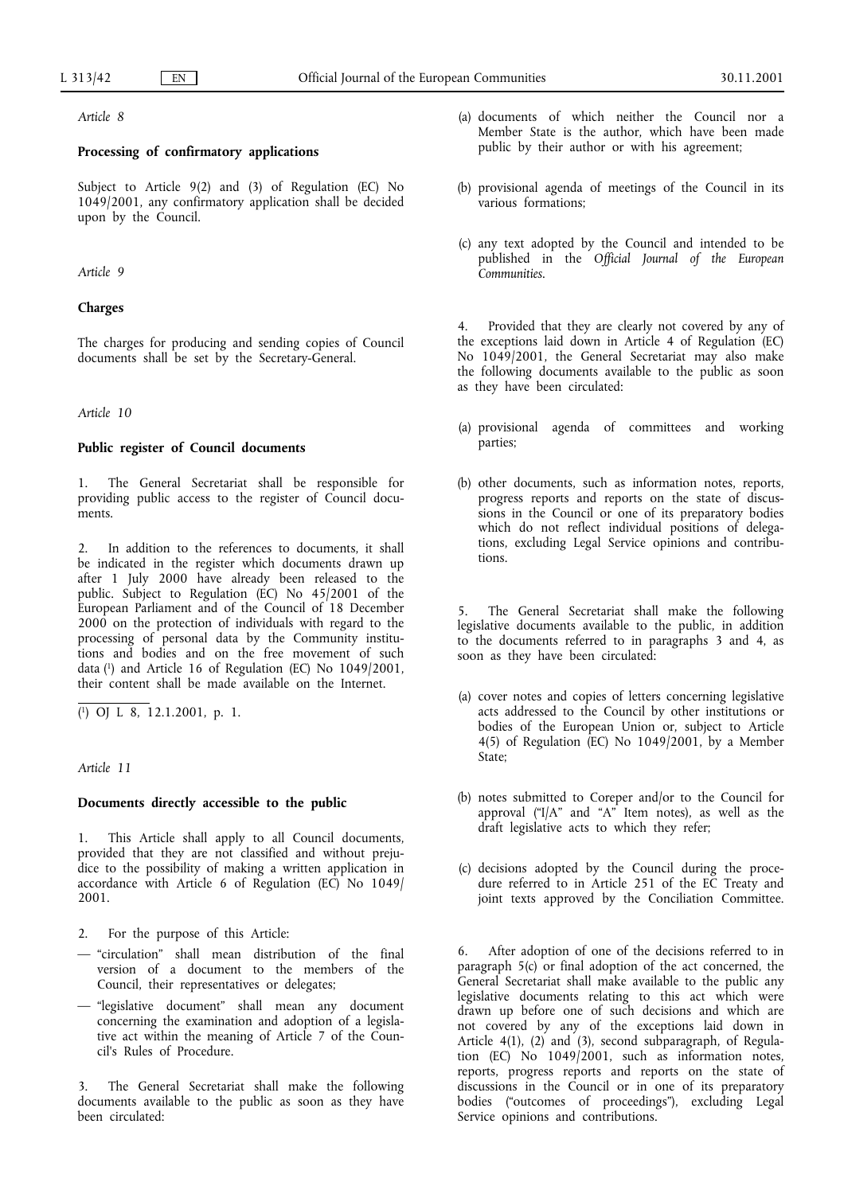*Article 8*

**Processing of confirmatory applications**

Subject to Article 9(2) and (3) of Regulation (EC) No 1049/2001, any confirmatory application shall be decided upon by the Council.

*Article 9*

**Charges**

The charges for producing and sending copies of Council documents shall be set by the Secretary-General.

*Article 10*

**Public register of Council documents**

1. The General Secretariat shall be responsible for providing public access to the register of Council documents.

2. In addition to the references to documents, it shall be indicated in the register which documents drawn up after 1 July 2000 have already been released to the public. Subject to Regulation (EC) No 45/2001 of the European Parliament and of the Council of 18 December 2000 on the protection of individuals with regard to the processing of personal data by the Community institutions and bodies and on the free movement of such data [1] and Article 16 of Regulation (EC) No 1049/2001, their content shall be made available on the Internet.

[1] OJ L 8, 12.1.2001, p. 1.

*Article 11*

**Documents directly accessible to the public**

1. This Article shall apply to all Council documents, provided that they are not classified and without prejudice to the possibility of making a written application in accordance with Article 6 of Regulation (EC) No 1049/2001.

2. For the purpose of this Article:

— "circulation" shall mean distribution of the final version of a document to the members of the Council, their representatives or delegates;

— "legislative document" shall mean any document concerning the examination and adoption of a legislative act within the meaning of Article 7 of the Council's Rules of Procedure.

3. The General Secretariat shall make the following documents available to the public as soon as they have been circulated:

(a) documents of which neither the Council nor a Member State is the author, which have been made public by their author or with his agreement;

(b) provisional agenda of meetings of the Council in its various formations;

(c) any text adopted by the Council and intended to be published in the *Official Journal of the European Communities*.

4. Provided that they are clearly not covered by any of the exceptions laid down in Article 4 of Regulation (EC) No 1049/2001, the General Secretariat may also make the following documents available to the public as soon as they have been circulated:

(a) provisional agenda of committees and working parties;

(b) other documents, such as information notes, reports, progress reports and reports on the state of discussions in the Council or one of its preparatory bodies which do not reflect individual positions of delegations, excluding Legal Service opinions and contributions.

5. The General Secretariat shall make the following legislative documents available to the public, in addition to the documents referred to in paragraphs 3 and 4, as soon as they have been circulated:

(a) cover notes and copies of letters concerning legislative acts addressed to the Council by other institutions or bodies of the European Union or, subject to Article 4(5) of Regulation (EC) No 1049/2001, by a Member State;

(b) notes submitted to Coreper and/or to the Council for approval ("I/A" and "A" Item notes), as well as the draft legislative acts to which they refer;

(c) decisions adopted by the Council during the procedure referred to in Article 251 of the EC Treaty and joint texts approved by the Conciliation Committee.

6. After adoption of one of the decisions referred to in paragraph 5(c) or final adoption of the act concerned, the General Secretariat shall make available to the public any legislative documents relating to this act which were drawn up before one of such decisions and which are not covered by any of the exceptions laid down in Article 4(1), (2) and (3), second subparagraph, of Regulation (EC) No 1049/2001, such as information notes, reports, progress reports and reports on the state of discussions in the Council or in one of its preparatory bodies ("outcomes of proceedings"), excluding Legal Service opinions and contributions.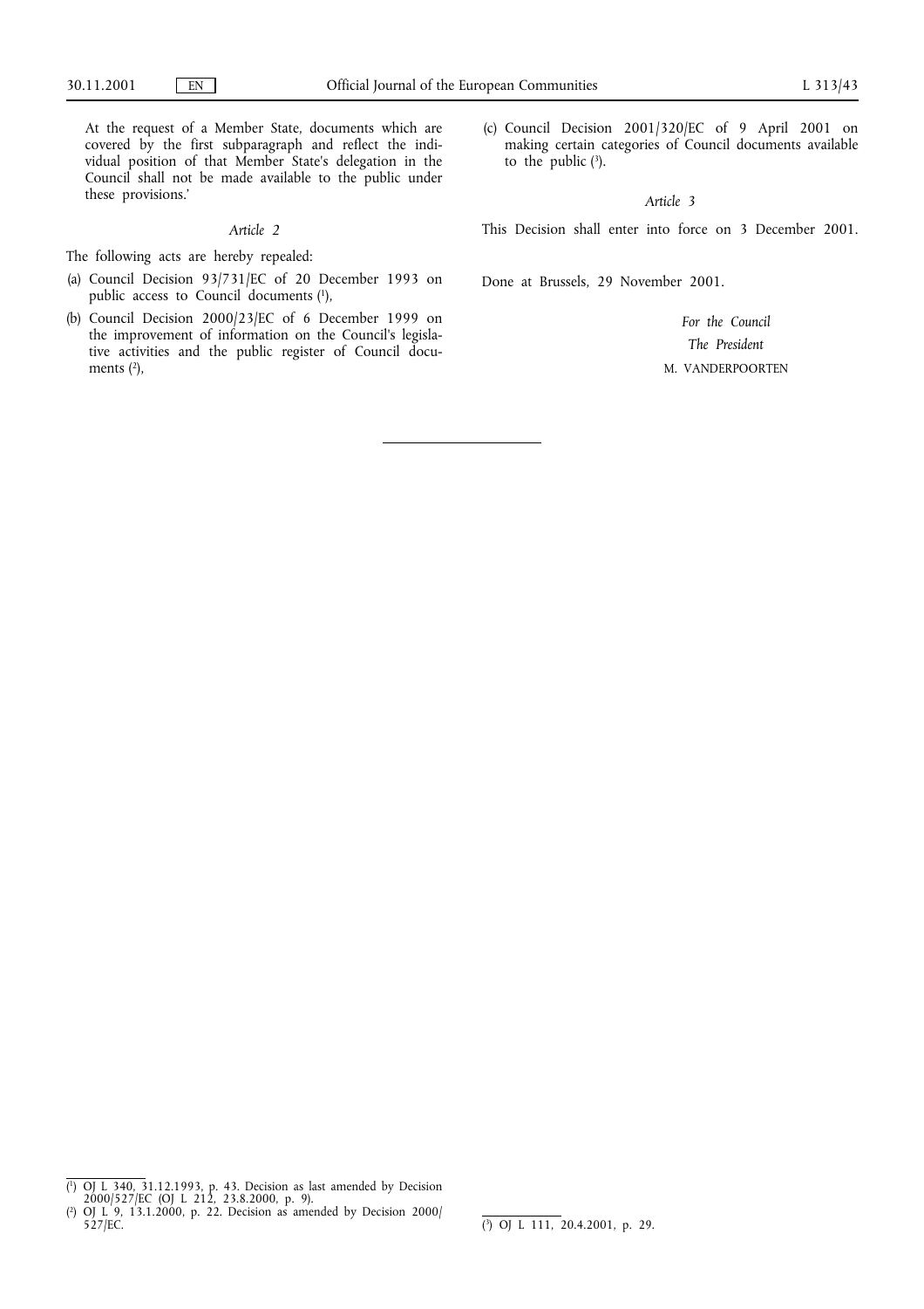At the request of a Member State, documents which are covered by the first subparagraph and reflect the individual position of that Member State's delegation in the Council shall not be made available to the public under these provisions.'

*Article 2*

The following acts are hereby repealed:

(a) Council Decision 93/731/EC of 20 December 1993 on public access to Council documents [1],

(b) Council Decision 2000/23/EC of 6 December 1999 on the improvement of information on the Council's legislative activities and the public register of Council documents [2],

(c) Council Decision 2001/320/EC of 9 April 2001 on making certain categories of Council documents available to the public [3].

*Article 3*

This Decision shall enter into force on 3 December 2001.

Done at Brussels, 29 November 2001.

*For the Council*

*The President*

M. VANDERPOORTEN

---

[1] OJ L 340, 31.12.1993, p. 43. Decision as last amended by Decision 2000/527/EC (OJ L 212, 23.8.2000, p. 9).

[2] OJ L 9, 13.1.2000, p. 22. Decision as amended by Decision 2000/527/EC.

[3] OJ L 111, 20.4.2001, p. 29.